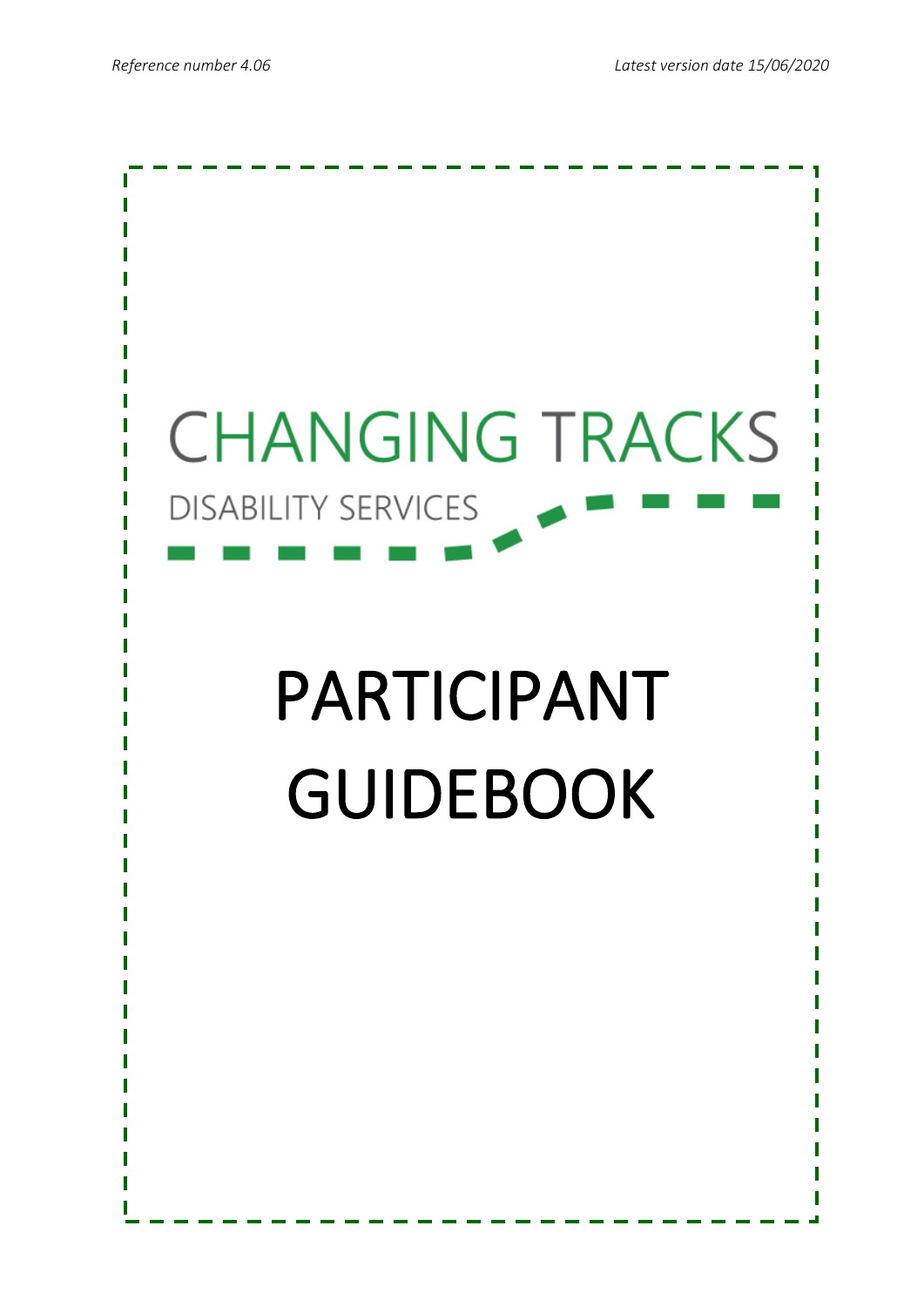*Reference number 4.06* *Latest version date 15/06/2020*

CHANGING TRACKS

DISABILITY SERVICES

# PARTICIPANT GUIDEBOOK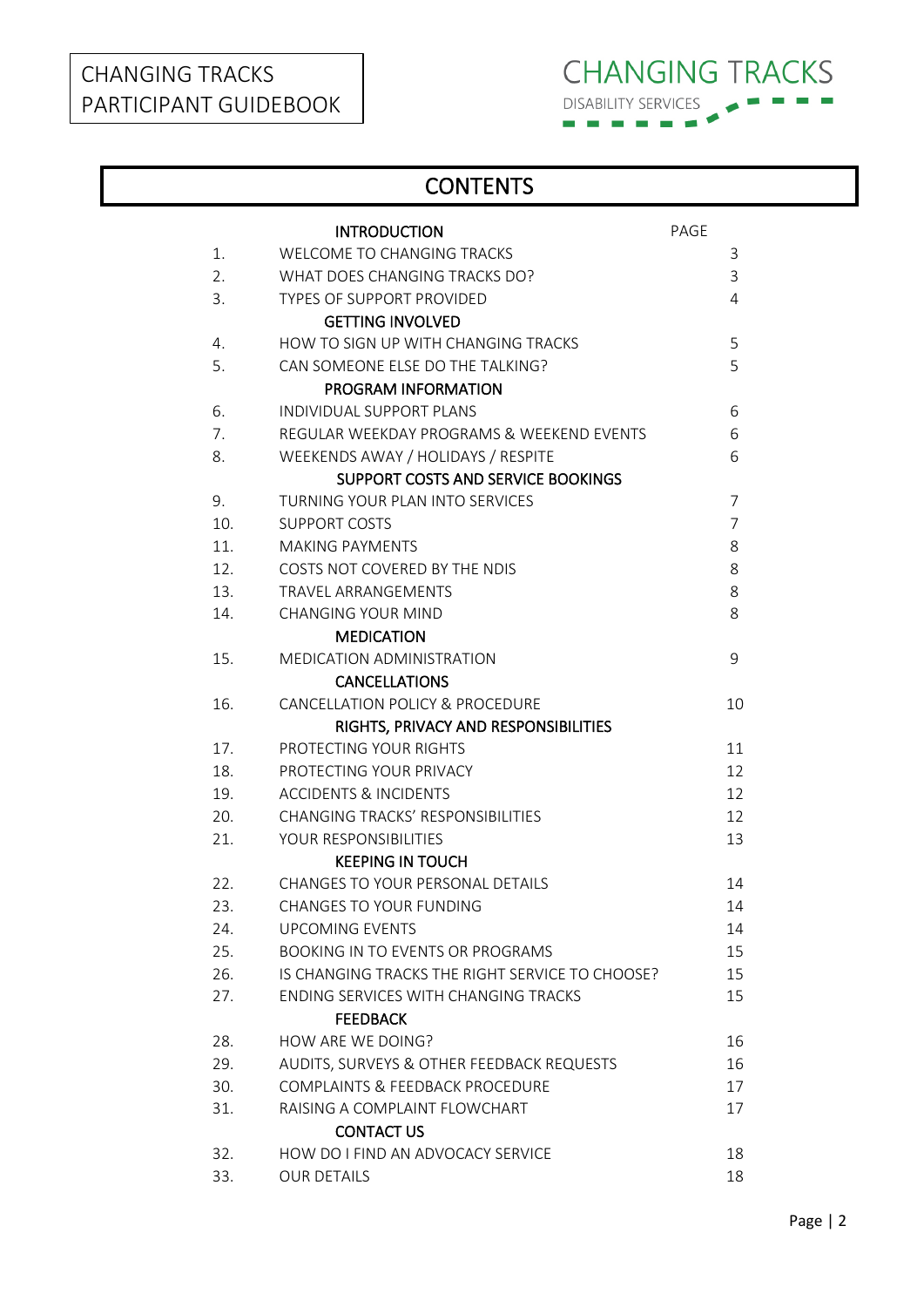CHANGING TRACKS
PARTICIPANT GUIDEBOOK

CHANGING TRACKS
DISABILITY SERVICES

# CONTENTS

| | INTRODUCTION | PAGE |
|---|---|---|
| 1. | WELCOME TO CHANGING TRACKS | 3 |
| 2. | WHAT DOES CHANGING TRACKS DO? | 3 |
| 3. | TYPES OF SUPPORT PROVIDED | 4 |
| | **GETTING INVOLVED** | |
| 4. | HOW TO SIGN UP WITH CHANGING TRACKS | 5 |
| 5. | CAN SOMEONE ELSE DO THE TALKING? | 5 |
| | **PROGRAM INFORMATION** | |
| 6. | INDIVIDUAL SUPPORT PLANS | 6 |
| 7. | REGULAR WEEKDAY PROGRAMS & WEEKEND EVENTS | 6 |
| 8. | WEEKENDS AWAY / HOLIDAYS / RESPITE | 6 |
| | **SUPPORT COSTS AND SERVICE BOOKINGS** | |
| 9. | TURNING YOUR PLAN INTO SERVICES | 7 |
| 10. | SUPPORT COSTS | 7 |
| 11. | MAKING PAYMENTS | 8 |
| 12. | COSTS NOT COVERED BY THE NDIS | 8 |
| 13. | TRAVEL ARRANGEMENTS | 8 |
| 14. | CHANGING YOUR MIND | 8 |
| | **MEDICATION** | |
| 15. | MEDICATION ADMINISTRATION | 9 |
| | **CANCELLATIONS** | |
| 16. | CANCELLATION POLICY & PROCEDURE | 10 |
| | **RIGHTS, PRIVACY AND RESPONSIBILITIES** | |
| 17. | PROTECTING YOUR RIGHTS | 11 |
| 18. | PROTECTING YOUR PRIVACY | 12 |
| 19. | ACCIDENTS & INCIDENTS | 12 |
| 20. | CHANGING TRACKS' RESPONSIBILITIES | 12 |
| 21. | YOUR RESPONSIBILITIES | 13 |
| | **KEEPING IN TOUCH** | |
| 22. | CHANGES TO YOUR PERSONAL DETAILS | 14 |
| 23. | CHANGES TO YOUR FUNDING | 14 |
| 24. | UPCOMING EVENTS | 14 |
| 25. | BOOKING IN TO EVENTS OR PROGRAMS | 15 |
| 26. | IS CHANGING TRACKS THE RIGHT SERVICE TO CHOOSE? | 15 |
| 27. | ENDING SERVICES WITH CHANGING TRACKS | 15 |
| | **FEEDBACK** | |
| 28. | HOW ARE WE DOING? | 16 |
| 29. | AUDITS, SURVEYS & OTHER FEEDBACK REQUESTS | 16 |
| 30. | COMPLAINTS & FEEDBACK PROCEDURE | 17 |
| 31. | RAISING A COMPLAINT FLOWCHART | 17 |
| | **CONTACT US** | |
| 32. | HOW DO I FIND AN ADVOCACY SERVICE | 18 |
| 33. | OUR DETAILS | 18 |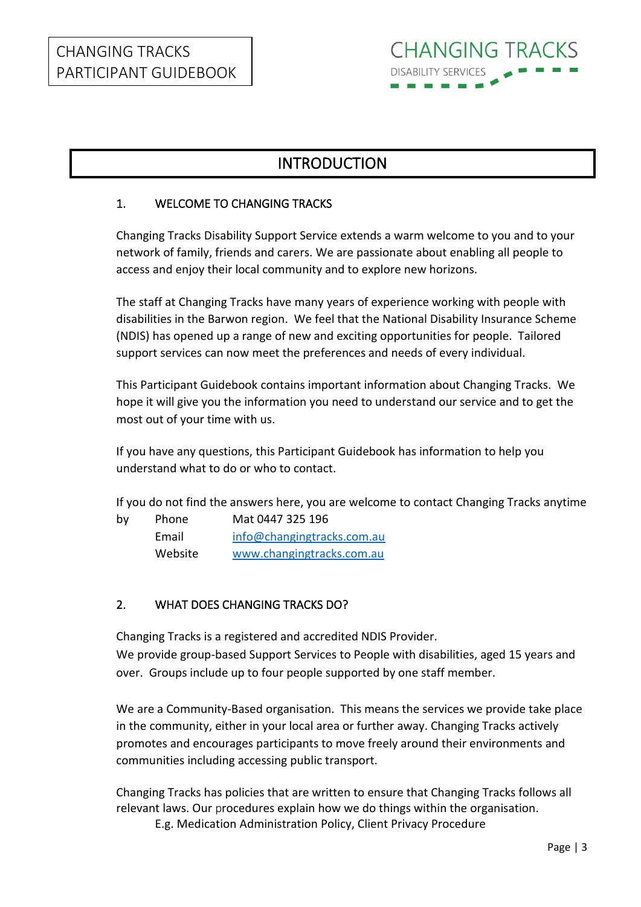# INTRODUCTION

## 1. WELCOME TO CHANGING TRACKS

Changing Tracks Disability Support Service extends a warm welcome to you and to your network of family, friends and carers. We are passionate about enabling all people to access and enjoy their local community and to explore new horizons.

The staff at Changing Tracks have many years of experience working with people with disabilities in the Barwon region. We feel that the National Disability Insurance Scheme (NDIS) has opened up a range of new and exciting opportunities for people. Tailored support services can now meet the preferences and needs of every individual.

This Participant Guidebook contains important information about Changing Tracks. We hope it will give you the information you need to understand our service and to get the most out of your time with us.

If you have any questions, this Participant Guidebook has information to help you understand what to do or who to contact.

If you do not find the answers here, you are welcome to contact Changing Tracks anytime by

- Phone: Mat 0447 325 196
- Email: info@changingtracks.com.au
- Website: www.changingtracks.com.au

## 2. WHAT DOES CHANGING TRACKS DO?

Changing Tracks is a registered and accredited NDIS Provider.
We provide group-based Support Services to People with disabilities, aged 15 years and over. Groups include up to four people supported by one staff member.

We are a Community-Based organisation. This means the services we provide take place in the community, either in your local area or further away. Changing Tracks actively promotes and encourages participants to move freely around their environments and communities including accessing public transport.

Changing Tracks has policies that are written to ensure that Changing Tracks follows all relevant laws. Our procedures explain how we do things within the organisation.
E.g. Medication Administration Policy, Client Privacy Procedure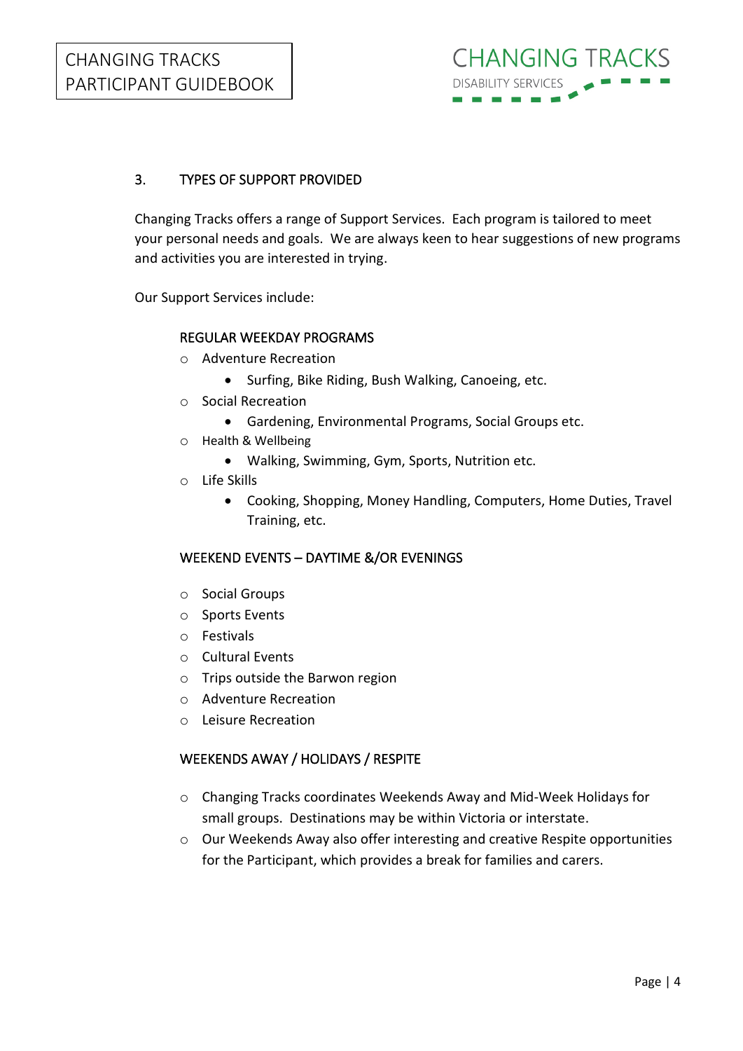## 3. TYPES OF SUPPORT PROVIDED

Changing Tracks offers a range of Support Services. Each program is tailored to meet your personal needs and goals. We are always keen to hear suggestions of new programs and activities you are interested in trying.

Our Support Services include:

### REGULAR WEEKDAY PROGRAMS

- Adventure Recreation
  - Surfing, Bike Riding, Bush Walking, Canoeing, etc.
- Social Recreation
  - Gardening, Environmental Programs, Social Groups etc.
- Health & Wellbeing
  - Walking, Swimming, Gym, Sports, Nutrition etc.
- Life Skills
  - Cooking, Shopping, Money Handling, Computers, Home Duties, Travel Training, etc.

### WEEKEND EVENTS – DAYTIME &/OR EVENINGS

- Social Groups
- Sports Events
- Festivals
- Cultural Events
- Trips outside the Barwon region
- Adventure Recreation
- Leisure Recreation

### WEEKENDS AWAY / HOLIDAYS / RESPITE

- Changing Tracks coordinates Weekends Away and Mid-Week Holidays for small groups. Destinations may be within Victoria or interstate.
- Our Weekends Away also offer interesting and creative Respite opportunities for the Participant, which provides a break for families and carers.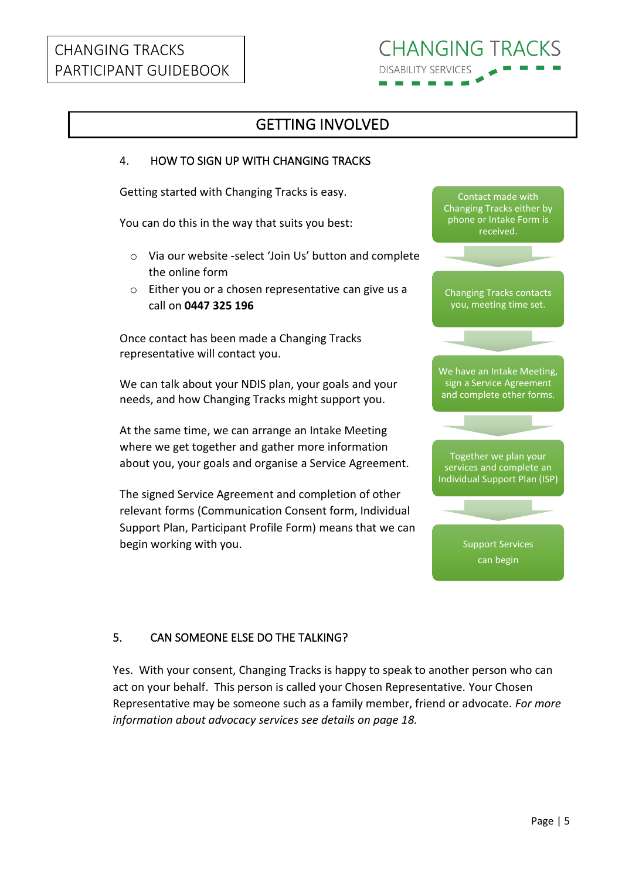# GETTING INVOLVED

## 4. HOW TO SIGN UP WITH CHANGING TRACKS

Getting started with Changing Tracks is easy.

You can do this in the way that suits you best:

- Via our website -select 'Join Us' button and complete the online form
- Either you or a chosen representative can give us a call on **0447 325 196**

Once contact has been made a Changing Tracks representative will contact you.

We can talk about your NDIS plan, your goals and your needs, and how Changing Tracks might support you.

At the same time, we can arrange an Intake Meeting where we get together and gather more information about you, your goals and organise a Service Agreement.

The signed Service Agreement and completion of other relevant forms (Communication Consent form, Individual Support Plan, Participant Profile Form) means that we can begin working with you.

Contact made with Changing Tracks either by phone or Intake Form is received.

↓

Changing Tracks contacts you, meeting time set.

↓

We have an Intake Meeting, sign a Service Agreement and complete other forms.

↓

Together we plan your services and complete an Individual Support Plan (ISP)

↓

Support Services can begin

## 5. CAN SOMEONE ELSE DO THE TALKING?

Yes. With your consent, Changing Tracks is happy to speak to another person who can act on your behalf. This person is called your Chosen Representative. Your Chosen Representative may be someone such as a family member, friend or advocate. *For more information about advocacy services see details on page 18.*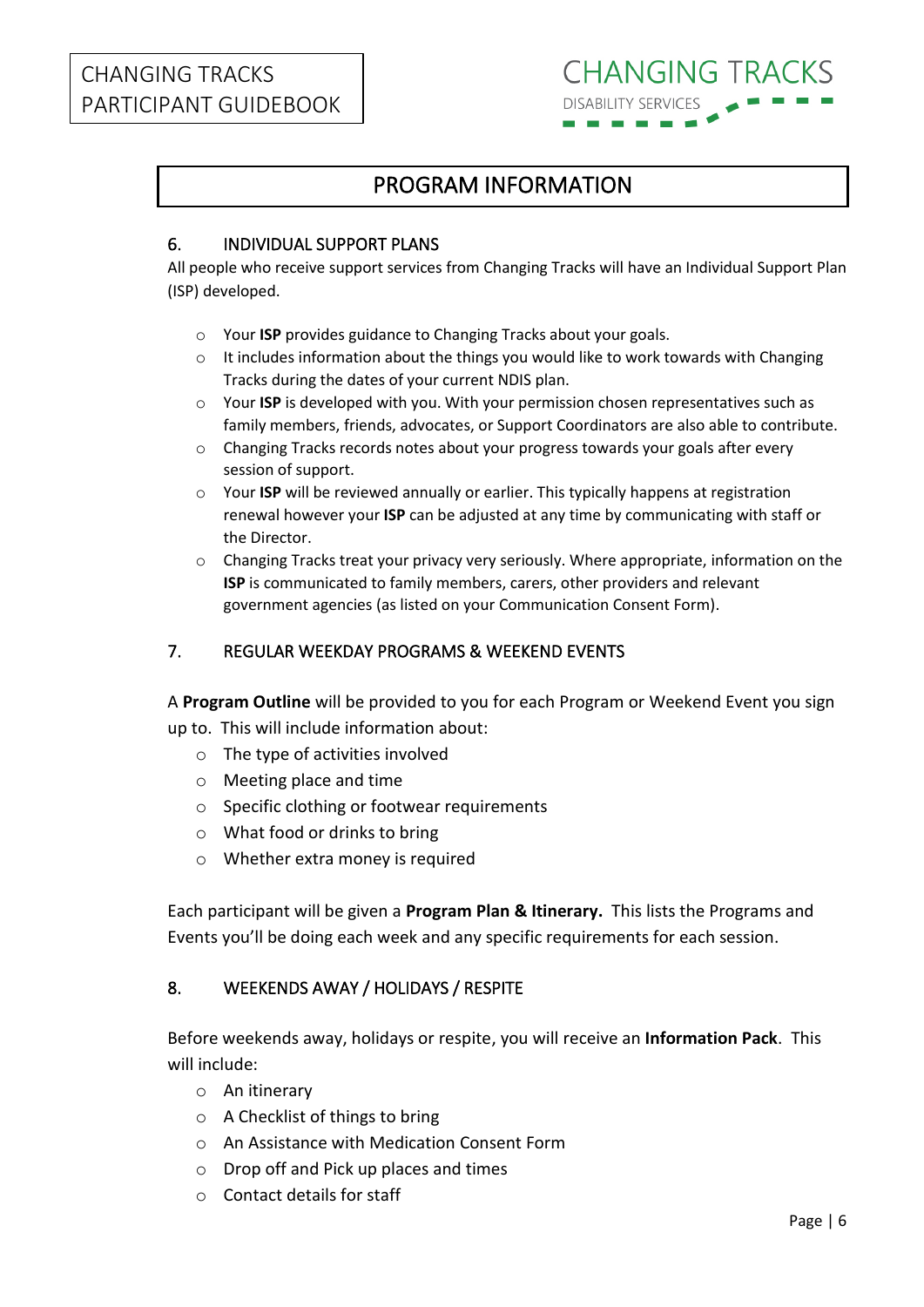# PROGRAM INFORMATION

## 6. INDIVIDUAL SUPPORT PLANS

All people who receive support services from Changing Tracks will have an Individual Support Plan (ISP) developed.

- Your **ISP** provides guidance to Changing Tracks about your goals.
- It includes information about the things you would like to work towards with Changing Tracks during the dates of your current NDIS plan.
- Your **ISP** is developed with you. With your permission chosen representatives such as family members, friends, advocates, or Support Coordinators are also able to contribute.
- Changing Tracks records notes about your progress towards your goals after every session of support.
- Your **ISP** will be reviewed annually or earlier. This typically happens at registration renewal however your **ISP** can be adjusted at any time by communicating with staff or the Director.
- Changing Tracks treat your privacy very seriously. Where appropriate, information on the **ISP** is communicated to family members, carers, other providers and relevant government agencies (as listed on your Communication Consent Form).

## 7. REGULAR WEEKDAY PROGRAMS & WEEKEND EVENTS

A **Program Outline** will be provided to you for each Program or Weekend Event you sign up to. This will include information about:

- The type of activities involved
- Meeting place and time
- Specific clothing or footwear requirements
- What food or drinks to bring
- Whether extra money is required

Each participant will be given a **Program Plan & Itinerary.** This lists the Programs and Events you'll be doing each week and any specific requirements for each session.

## 8. WEEKENDS AWAY / HOLIDAYS / RESPITE

Before weekends away, holidays or respite, you will receive an **Information Pack**. This will include:

- An itinerary
- A Checklist of things to bring
- An Assistance with Medication Consent Form
- Drop off and Pick up places and times
- Contact details for staff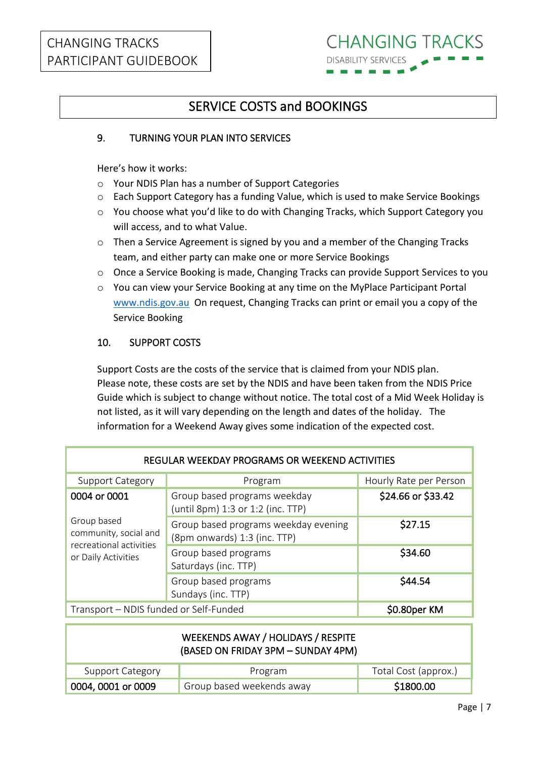## SERVICE COSTS and BOOKINGS

### 9. TURNING YOUR PLAN INTO SERVICES

Here's how it works:

- Your NDIS Plan has a number of Support Categories
- Each Support Category has a funding Value, which is used to make Service Bookings
- You choose what you'd like to do with Changing Tracks, which Support Category you will access, and to what Value.
- Then a Service Agreement is signed by you and a member of the Changing Tracks team, and either party can make one or more Service Bookings
- Once a Service Booking is made, Changing Tracks can provide Support Services to you
- You can view your Service Booking at any time on the MyPlace Participant Portal www.ndis.gov.au On request, Changing Tracks can print or email you a copy of the Service Booking

### 10. SUPPORT COSTS

Support Costs are the costs of the service that is claimed from your NDIS plan. Please note, these costs are set by the NDIS and have been taken from the NDIS Price Guide which is subject to change without notice. The total cost of a Mid Week Holiday is not listed, as it will vary depending on the length and dates of the holiday. The information for a Weekend Away gives some indication of the expected cost.

| REGULAR WEEKDAY PROGRAMS OR WEEKEND ACTIVITIES | | |
|---|---|---|
| Support Category | Program | Hourly Rate per Person |
| **0004 or 0001**<br>Group based community, social and recreational activities or Daily Activities | Group based programs weekday (until 8pm) 1:3 or 1:2 (inc. TTP) | **$24.66 or $33.42** |
| | Group based programs weekday evening (8pm onwards) 1:3 (inc. TTP) | **$27.15** |
| | Group based programs Saturdays (inc. TTP) | **$34.60** |
| | Group based programs Sundays (inc. TTP) | **$44.54** |
| Transport – NDIS funded or Self-Funded | | **$0.80per KM** |

| WEEKENDS AWAY / HOLIDAYS / RESPITE (BASED ON FRIDAY 3PM – SUNDAY 4PM) | | |
|---|---|---|
| Support Category | Program | Total Cost (approx.) |
| **0004, 0001 or 0009** | Group based weekends away | **$1800.00** |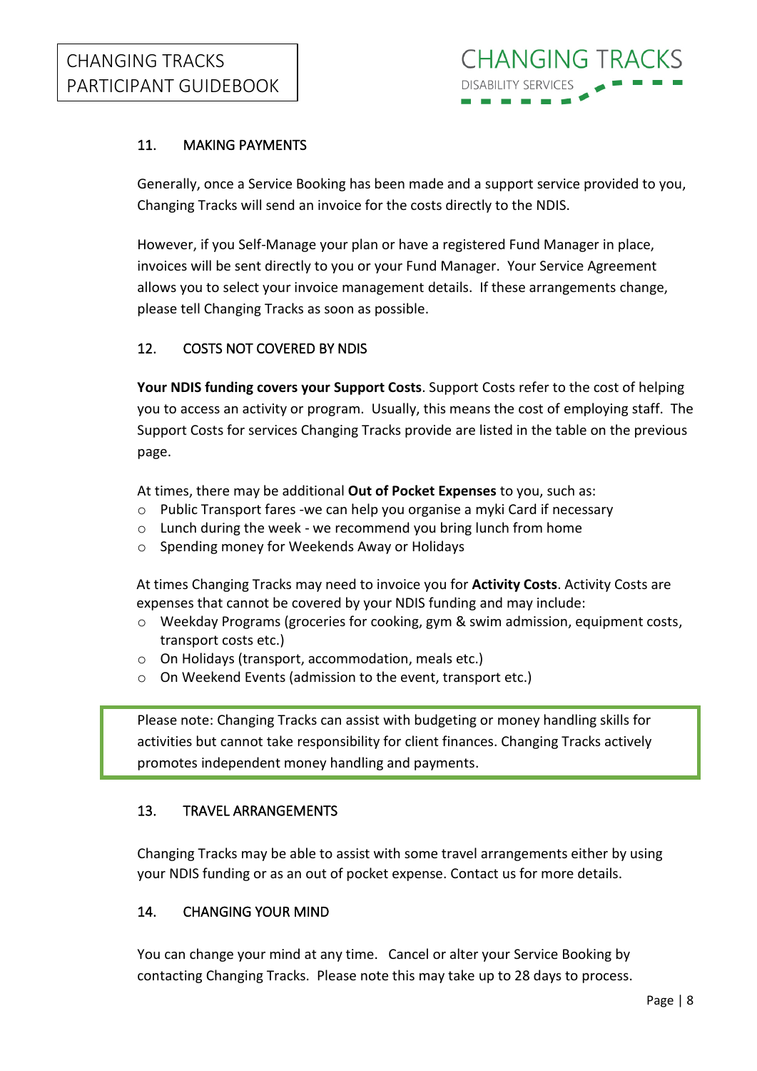## 11. MAKING PAYMENTS

Generally, once a Service Booking has been made and a support service provided to you, Changing Tracks will send an invoice for the costs directly to the NDIS.

However, if you Self-Manage your plan or have a registered Fund Manager in place, invoices will be sent directly to you or your Fund Manager. Your Service Agreement allows you to select your invoice management details. If these arrangements change, please tell Changing Tracks as soon as possible.

## 12. COSTS NOT COVERED BY NDIS

**Your NDIS funding covers your Support Costs**. Support Costs refer to the cost of helping you to access an activity or program. Usually, this means the cost of employing staff. The Support Costs for services Changing Tracks provide are listed in the table on the previous page.

At times, there may be additional **Out of Pocket Expenses** to you, such as:

- Public Transport fares -we can help you organise a myki Card if necessary
- Lunch during the week - we recommend you bring lunch from home
- Spending money for Weekends Away or Holidays

At times Changing Tracks may need to invoice you for **Activity Costs**. Activity Costs are expenses that cannot be covered by your NDIS funding and may include:

- Weekday Programs (groceries for cooking, gym & swim admission, equipment costs, transport costs etc.)
- On Holidays (transport, accommodation, meals etc.)
- On Weekend Events (admission to the event, transport etc.)

> Please note: Changing Tracks can assist with budgeting or money handling skills for activities but cannot take responsibility for client finances. Changing Tracks actively promotes independent money handling and payments.

## 13. TRAVEL ARRANGEMENTS

Changing Tracks may be able to assist with some travel arrangements either by using your NDIS funding or as an out of pocket expense. Contact us for more details.

## 14. CHANGING YOUR MIND

You can change your mind at any time. Cancel or alter your Service Booking by contacting Changing Tracks. Please note this may take up to 28 days to process.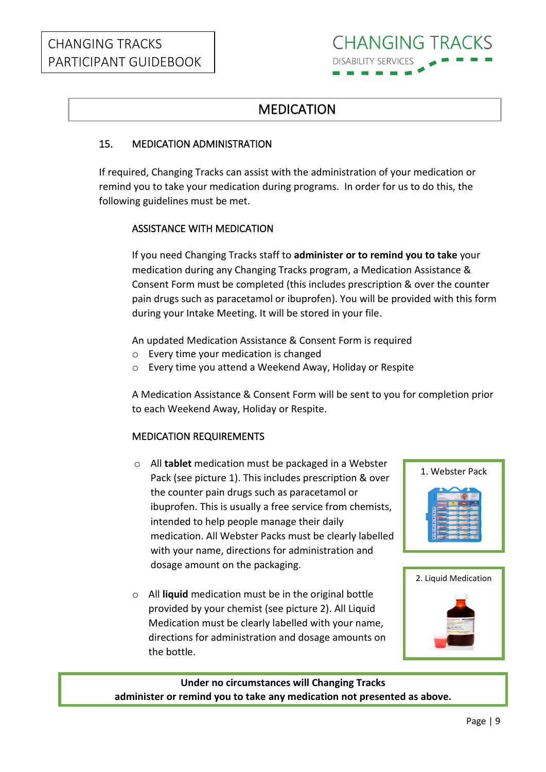# MEDICATION

## 15. MEDICATION ADMINISTRATION

If required, Changing Tracks can assist with the administration of your medication or remind you to take your medication during programs. In order for us to do this, the following guidelines must be met.

### ASSISTANCE WITH MEDICATION

If you need Changing Tracks staff to **administer or to remind you to take** your medication during any Changing Tracks program, a Medication Assistance & Consent Form must be completed (this includes prescription & over the counter pain drugs such as paracetamol or ibuprofen). You will be provided with this form during your Intake Meeting. It will be stored in your file.

An updated Medication Assistance & Consent Form is required

- Every time your medication is changed
- Every time you attend a Weekend Away, Holiday or Respite

A Medication Assistance & Consent Form will be sent to you for completion prior to each Weekend Away, Holiday or Respite.

### MEDICATION REQUIREMENTS

- All **tablet** medication must be packaged in a Webster Pack (see picture 1). This includes prescription & over the counter pain drugs such as paracetamol or ibuprofen. This is usually a free service from chemists, intended to help people manage their daily medication. All Webster Packs must be clearly labelled with your name, directions for administration and dosage amount on the packaging.
- All **liquid** medication must be in the original bottle provided by your chemist (see picture 2). All Liquid Medication must be clearly labelled with your name, directions for administration and dosage amounts on the bottle.

1. Webster Pack

2. Liquid Medication

**Under no circumstances will Changing Tracks administer or remind you to take any medication not presented as above.**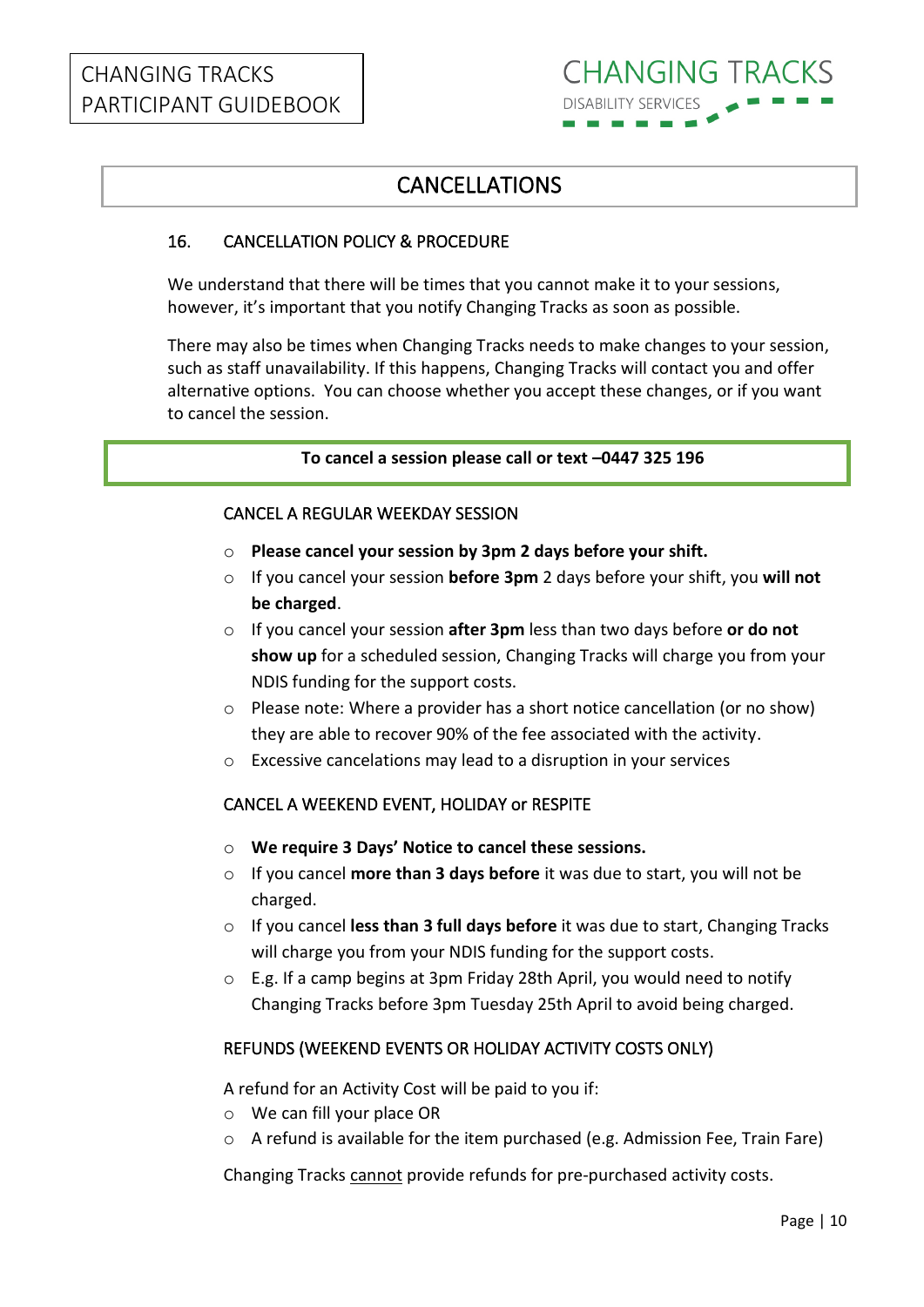# CANCELLATIONS

## 16. CANCELLATION POLICY & PROCEDURE

We understand that there will be times that you cannot make it to your sessions, however, it's important that you notify Changing Tracks as soon as possible.

There may also be times when Changing Tracks needs to make changes to your session, such as staff unavailability. If this happens, Changing Tracks will contact you and offer alternative options. You can choose whether you accept these changes, or if you want to cancel the session.

**To cancel a session please call or text –0447 325 196**

### CANCEL A REGULAR WEEKDAY SESSION

- **Please cancel your session by 3pm 2 days before your shift.**
- If you cancel your session **before 3pm** 2 days before your shift, you **will not be charged**.
- If you cancel your session **after 3pm** less than two days before **or do not show up** for a scheduled session, Changing Tracks will charge you from your NDIS funding for the support costs.
- Please note: Where a provider has a short notice cancellation (or no show) they are able to recover 90% of the fee associated with the activity.
- Excessive cancelations may lead to a disruption in your services

### CANCEL A WEEKEND EVENT, HOLIDAY or RESPITE

- **We require 3 Days' Notice to cancel these sessions.**
- If you cancel **more than 3 days before** it was due to start, you will not be charged.
- If you cancel **less than 3 full days before** it was due to start, Changing Tracks will charge you from your NDIS funding for the support costs.
- E.g. If a camp begins at 3pm Friday 28th April, you would need to notify Changing Tracks before 3pm Tuesday 25th April to avoid being charged.

### REFUNDS (WEEKEND EVENTS OR HOLIDAY ACTIVITY COSTS ONLY)

A refund for an Activity Cost will be paid to you if:

- We can fill your place OR
- A refund is available for the item purchased (e.g. Admission Fee, Train Fare)

Changing Tracks <u>cannot</u> provide refunds for pre-purchased activity costs.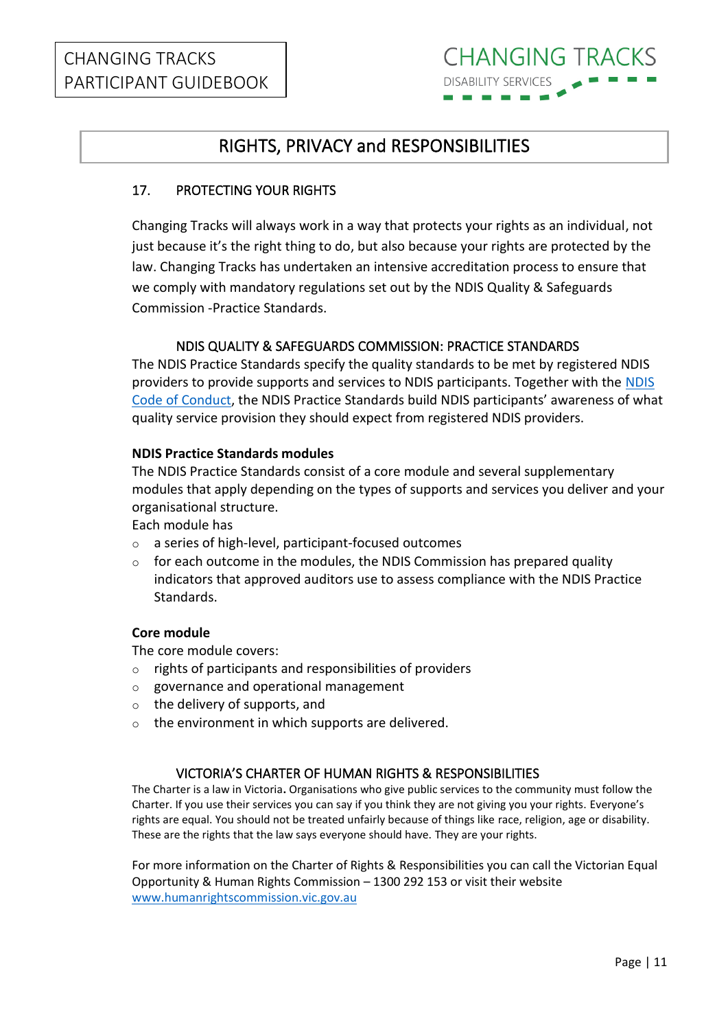## RIGHTS, PRIVACY and RESPONSIBILITIES

### 17. PROTECTING YOUR RIGHTS

Changing Tracks will always work in a way that protects your rights as an individual, not just because it's the right thing to do, but also because your rights are protected by the law. Changing Tracks has undertaken an intensive accreditation process to ensure that we comply with mandatory regulations set out by the NDIS Quality & Safeguards Commission -Practice Standards.

#### NDIS QUALITY & SAFEGUARDS COMMISSION: PRACTICE STANDARDS

The NDIS Practice Standards specify the quality standards to be met by registered NDIS providers to provide supports and services to NDIS participants. Together with the NDIS Code of Conduct, the NDIS Practice Standards build NDIS participants' awareness of what quality service provision they should expect from registered NDIS providers.

**NDIS Practice Standards modules**

The NDIS Practice Standards consist of a core module and several supplementary modules that apply depending on the types of supports and services you deliver and your organisational structure.

Each module has

- a series of high-level, participant-focused outcomes
- for each outcome in the modules, the NDIS Commission has prepared quality indicators that approved auditors use to assess compliance with the NDIS Practice Standards.

**Core module**

The core module covers:

- rights of participants and responsibilities of providers
- governance and operational management
- the delivery of supports, and
- the environment in which supports are delivered.

#### VICTORIA'S CHARTER OF HUMAN RIGHTS & RESPONSIBILITIES

The Charter is a law in Victoria. Organisations who give public services to the community must follow the Charter. If you use their services you can say if you think they are not giving you your rights. Everyone's rights are equal. You should not be treated unfairly because of things like race, religion, age or disability. These are the rights that the law says everyone should have. They are your rights.

For more information on the Charter of Rights & Responsibilities you can call the Victorian Equal Opportunity & Human Rights Commission – 1300 292 153 or visit their website www.humanrightscommission.vic.gov.au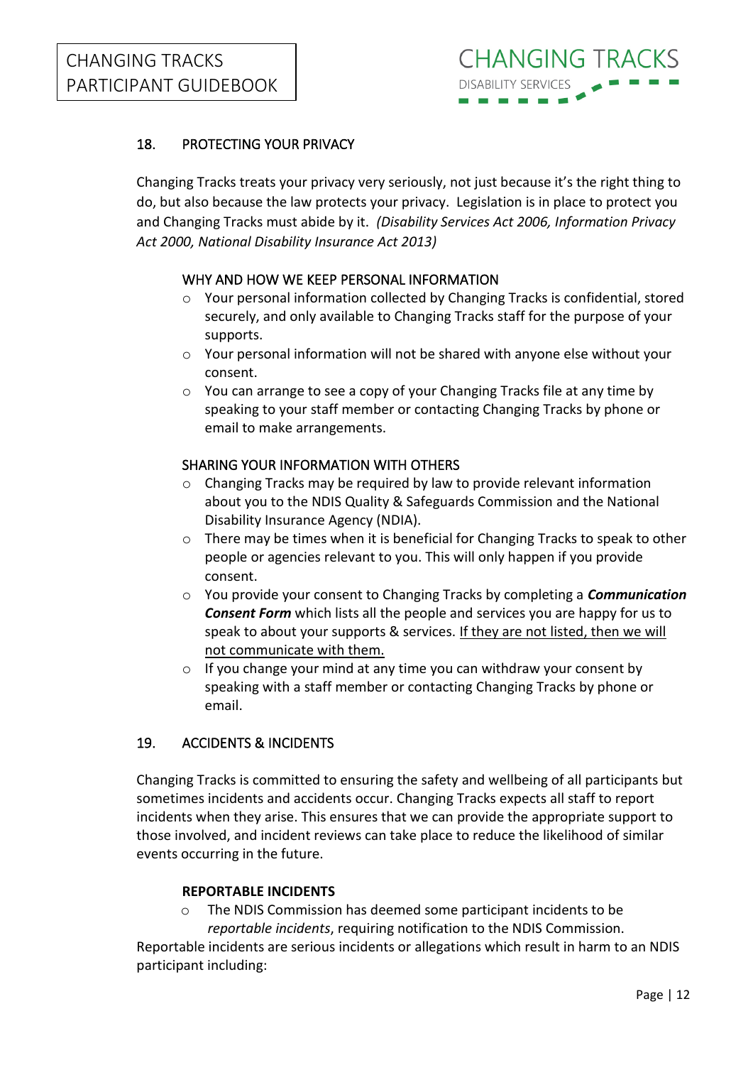## 18. PROTECTING YOUR PRIVACY

Changing Tracks treats your privacy very seriously, not just because it's the right thing to do, but also because the law protects your privacy. Legislation is in place to protect you and Changing Tracks must abide by it. *(Disability Services Act 2006, Information Privacy Act 2000, National Disability Insurance Act 2013)*

### WHY AND HOW WE KEEP PERSONAL INFORMATION

- Your personal information collected by Changing Tracks is confidential, stored securely, and only available to Changing Tracks staff for the purpose of your supports.
- Your personal information will not be shared with anyone else without your consent.
- You can arrange to see a copy of your Changing Tracks file at any time by speaking to your staff member or contacting Changing Tracks by phone or email to make arrangements.

### SHARING YOUR INFORMATION WITH OTHERS

- Changing Tracks may be required by law to provide relevant information about you to the NDIS Quality & Safeguards Commission and the National Disability Insurance Agency (NDIA).
- There may be times when it is beneficial for Changing Tracks to speak to other people or agencies relevant to you. This will only happen if you provide consent.
- You provide your consent to Changing Tracks by completing a ***Communication Consent Form*** which lists all the people and services you are happy for us to speak to about your supports & services. <u>If they are not listed, then we will not communicate with them.</u>
- If you change your mind at any time you can withdraw your consent by speaking with a staff member or contacting Changing Tracks by phone or email.

## 19. ACCIDENTS & INCIDENTS

Changing Tracks is committed to ensuring the safety and wellbeing of all participants but sometimes incidents and accidents occur. Changing Tracks expects all staff to report incidents when they arise. This ensures that we can provide the appropriate support to those involved, and incident reviews can take place to reduce the likelihood of similar events occurring in the future.

### REPORTABLE INCIDENTS

- The NDIS Commission has deemed some participant incidents to be *reportable incidents*, requiring notification to the NDIS Commission.

Reportable incidents are serious incidents or allegations which result in harm to an NDIS participant including: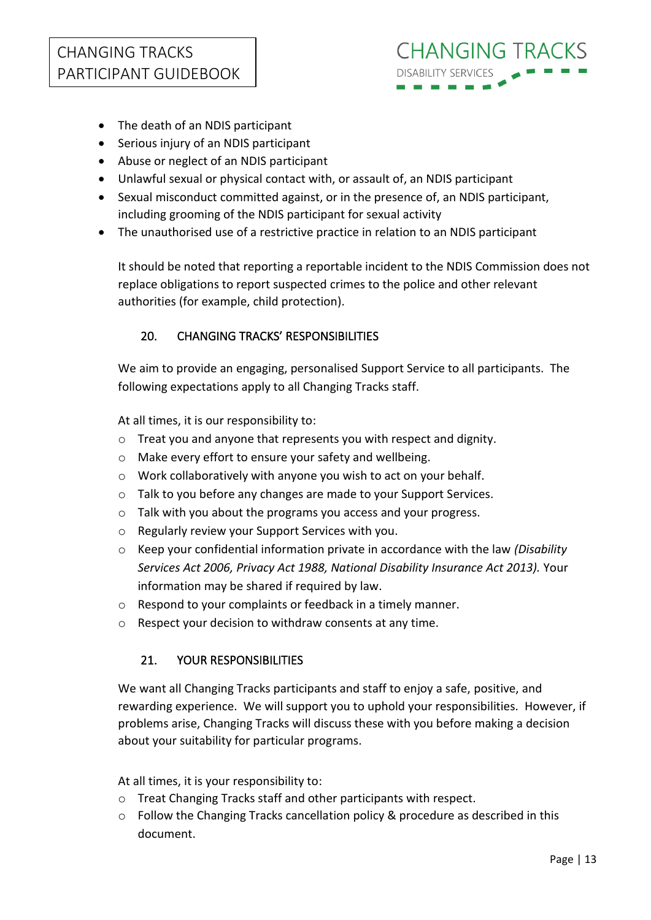- The death of an NDIS participant
- Serious injury of an NDIS participant
- Abuse or neglect of an NDIS participant
- Unlawful sexual or physical contact with, or assault of, an NDIS participant
- Sexual misconduct committed against, or in the presence of, an NDIS participant, including grooming of the NDIS participant for sexual activity
- The unauthorised use of a restrictive practice in relation to an NDIS participant

It should be noted that reporting a reportable incident to the NDIS Commission does not replace obligations to report suspected crimes to the police and other relevant authorities (for example, child protection).

## 20. CHANGING TRACKS' RESPONSIBILITIES

We aim to provide an engaging, personalised Support Service to all participants. The following expectations apply to all Changing Tracks staff.

At all times, it is our responsibility to:

- Treat you and anyone that represents you with respect and dignity.
- Make every effort to ensure your safety and wellbeing.
- Work collaboratively with anyone you wish to act on your behalf.
- Talk to you before any changes are made to your Support Services.
- Talk with you about the programs you access and your progress.
- Regularly review your Support Services with you.
- Keep your confidential information private in accordance with the law *(Disability Services Act 2006, Privacy Act 1988, National Disability Insurance Act 2013).* Your information may be shared if required by law.
- Respond to your complaints or feedback in a timely manner.
- Respect your decision to withdraw consents at any time.

## 21. YOUR RESPONSIBILITIES

We want all Changing Tracks participants and staff to enjoy a safe, positive, and rewarding experience. We will support you to uphold your responsibilities. However, if problems arise, Changing Tracks will discuss these with you before making a decision about your suitability for particular programs.

At all times, it is your responsibility to:

- Treat Changing Tracks staff and other participants with respect.
- Follow the Changing Tracks cancellation policy & procedure as described in this document.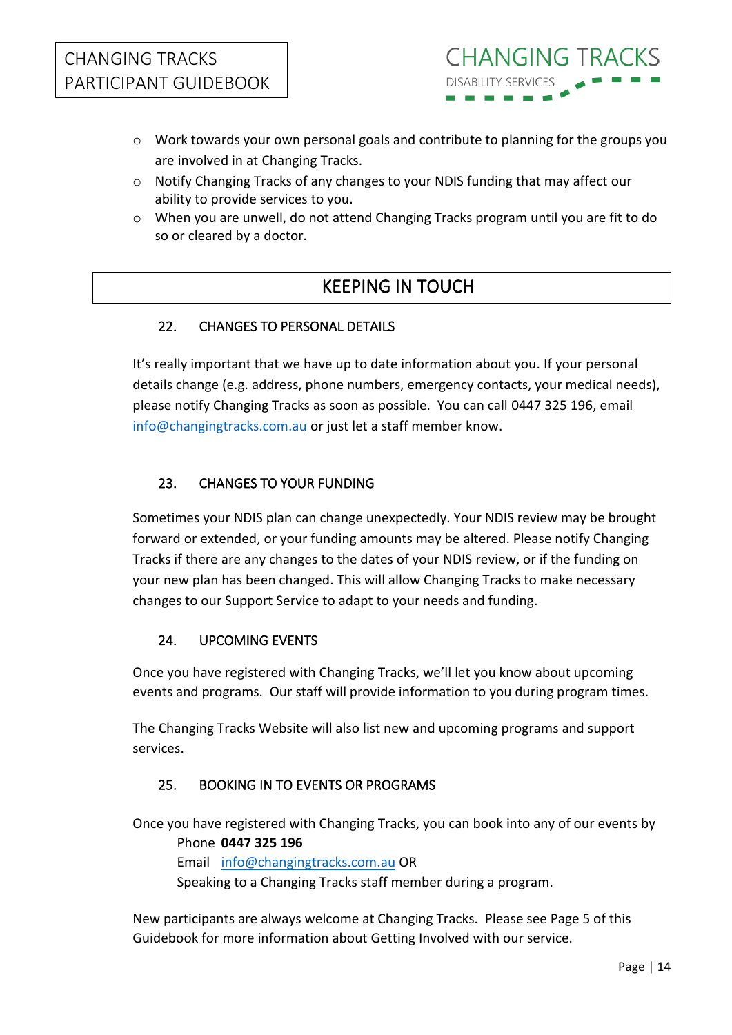- Work towards your own personal goals and contribute to planning for the groups you are involved in at Changing Tracks.
- Notify Changing Tracks of any changes to your NDIS funding that may affect our ability to provide services to you.
- When you are unwell, do not attend Changing Tracks program until you are fit to do so or cleared by a doctor.

# KEEPING IN TOUCH

## 22. CHANGES TO PERSONAL DETAILS

It's really important that we have up to date information about you. If your personal details change (e.g. address, phone numbers, emergency contacts, your medical needs), please notify Changing Tracks as soon as possible. You can call 0447 325 196, email info@changingtracks.com.au or just let a staff member know.

## 23. CHANGES TO YOUR FUNDING

Sometimes your NDIS plan can change unexpectedly. Your NDIS review may be brought forward or extended, or your funding amounts may be altered. Please notify Changing Tracks if there are any changes to the dates of your NDIS review, or if the funding on your new plan has been changed. This will allow Changing Tracks to make necessary changes to our Support Service to adapt to your needs and funding.

## 24. UPCOMING EVENTS

Once you have registered with Changing Tracks, we'll let you know about upcoming events and programs. Our staff will provide information to you during program times.

The Changing Tracks Website will also list new and upcoming programs and support services.

## 25. BOOKING IN TO EVENTS OR PROGRAMS

Once you have registered with Changing Tracks, you can book into any of our events by

Phone **0447 325 196**
Email info@changingtracks.com.au OR
Speaking to a Changing Tracks staff member during a program.

New participants are always welcome at Changing Tracks. Please see Page 5 of this Guidebook for more information about Getting Involved with our service.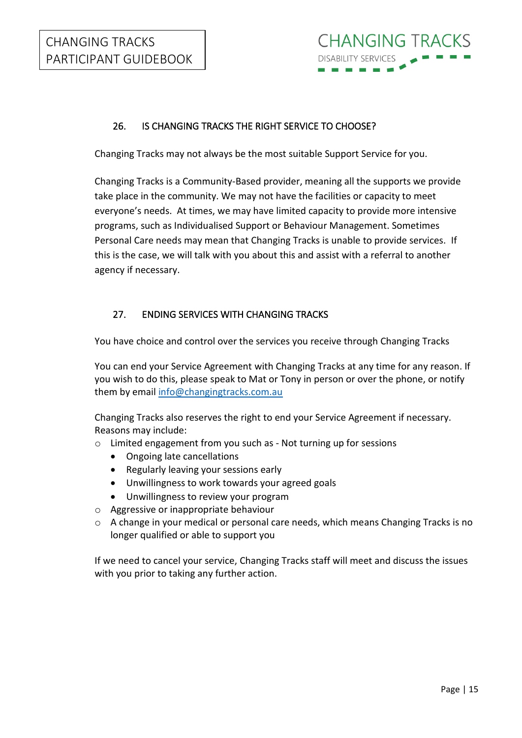## 26. IS CHANGING TRACKS THE RIGHT SERVICE TO CHOOSE?

Changing Tracks may not always be the most suitable Support Service for you.

Changing Tracks is a Community-Based provider, meaning all the supports we provide take place in the community. We may not have the facilities or capacity to meet everyone's needs. At times, we may have limited capacity to provide more intensive programs, such as Individualised Support or Behaviour Management. Sometimes Personal Care needs may mean that Changing Tracks is unable to provide services. If this is the case, we will talk with you about this and assist with a referral to another agency if necessary.

## 27. ENDING SERVICES WITH CHANGING TRACKS

You have choice and control over the services you receive through Changing Tracks

You can end your Service Agreement with Changing Tracks at any time for any reason. If you wish to do this, please speak to Mat or Tony in person or over the phone, or notify them by email [info@changingtracks.com.au](mailto:info@changingtracks.com.au)

Changing Tracks also reserves the right to end your Service Agreement if necessary. Reasons may include:

- Limited engagement from you such as - Not turning up for sessions
  - Ongoing late cancellations
  - Regularly leaving your sessions early
  - Unwillingness to work towards your agreed goals
  - Unwillingness to review your program
- Aggressive or inappropriate behaviour
- A change in your medical or personal care needs, which means Changing Tracks is no longer qualified or able to support you

If we need to cancel your service, Changing Tracks staff will meet and discuss the issues with you prior to taking any further action.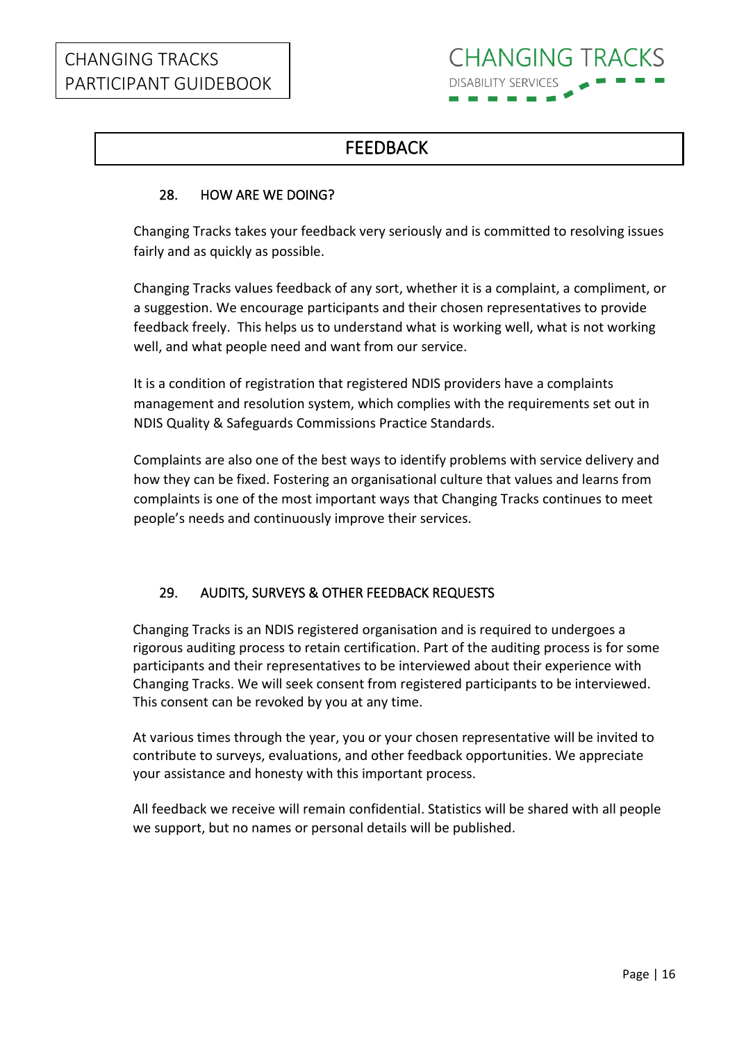# FEEDBACK

## 28. HOW ARE WE DOING?

Changing Tracks takes your feedback very seriously and is committed to resolving issues fairly and as quickly as possible.

Changing Tracks values feedback of any sort, whether it is a complaint, a compliment, or a suggestion. We encourage participants and their chosen representatives to provide feedback freely. This helps us to understand what is working well, what is not working well, and what people need and want from our service.

It is a condition of registration that registered NDIS providers have a complaints management and resolution system, which complies with the requirements set out in NDIS Quality & Safeguards Commissions Practice Standards.

Complaints are also one of the best ways to identify problems with service delivery and how they can be fixed. Fostering an organisational culture that values and learns from complaints is one of the most important ways that Changing Tracks continues to meet people's needs and continuously improve their services.

## 29. AUDITS, SURVEYS & OTHER FEEDBACK REQUESTS

Changing Tracks is an NDIS registered organisation and is required to undergoes a rigorous auditing process to retain certification. Part of the auditing process is for some participants and their representatives to be interviewed about their experience with Changing Tracks. We will seek consent from registered participants to be interviewed. This consent can be revoked by you at any time.

At various times through the year, you or your chosen representative will be invited to contribute to surveys, evaluations, and other feedback opportunities. We appreciate your assistance and honesty with this important process.

All feedback we receive will remain confidential. Statistics will be shared with all people we support, but no names or personal details will be published.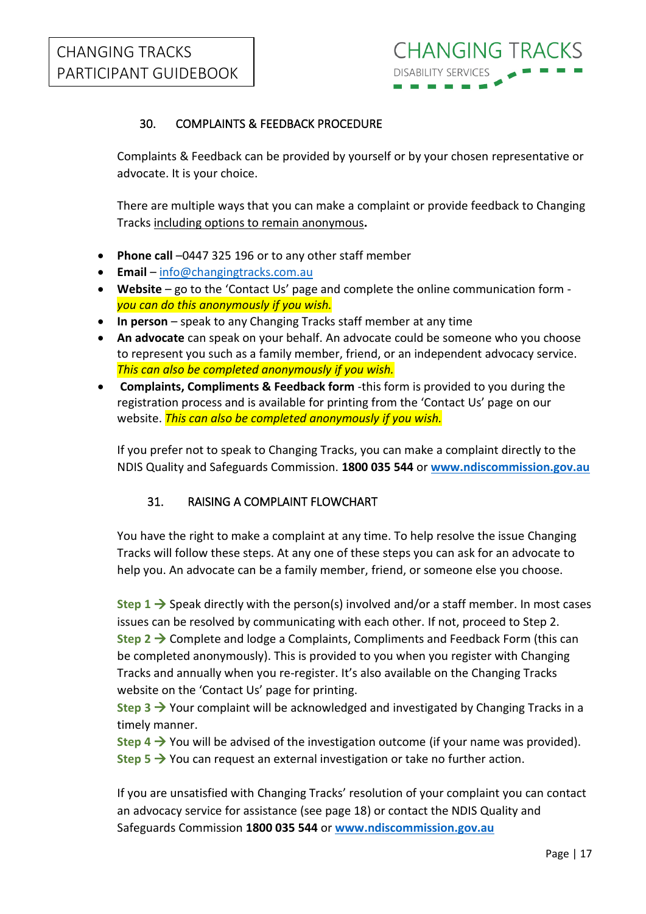## 30. COMPLAINTS & FEEDBACK PROCEDURE

Complaints & Feedback can be provided by yourself or by your chosen representative or advocate. It is your choice.

There are multiple ways that you can make a complaint or provide feedback to Changing Tracks including options to remain anonymous**.**

- **Phone call** –0447 325 196 or to any other staff member
- **Email** – info@changingtracks.com.au
- **Website** – go to the 'Contact Us' page and complete the online communication form - *you can do this anonymously if you wish.*
- **In person** – speak to any Changing Tracks staff member at any time
- **An advocate** can speak on your behalf. An advocate could be someone who you choose to represent you such as a family member, friend, or an independent advocacy service. *This can also be completed anonymously if you wish.*
- **Complaints, Compliments & Feedback form** -this form is provided to you during the registration process and is available for printing from the 'Contact Us' page on our website. *This can also be completed anonymously if you wish.*

If you prefer not to speak to Changing Tracks, you can make a complaint directly to the NDIS Quality and Safeguards Commission. **1800 035 544** or **www.ndiscommission.gov.au**

## 31. RAISING A COMPLAINT FLOWCHART

You have the right to make a complaint at any time. To help resolve the issue Changing Tracks will follow these steps. At any one of these steps you can ask for an advocate to help you. An advocate can be a family member, friend, or someone else you choose.

**Step 1 →** Speak directly with the person(s) involved and/or a staff member. In most cases issues can be resolved by communicating with each other. If not, proceed to Step 2.
**Step 2 →** Complete and lodge a Complaints, Compliments and Feedback Form (this can be completed anonymously). This is provided to you when you register with Changing Tracks and annually when you re-register. It's also available on the Changing Tracks website on the 'Contact Us' page for printing.
**Step 3 →** Your complaint will be acknowledged and investigated by Changing Tracks in a timely manner.
**Step 4 →** You will be advised of the investigation outcome (if your name was provided).
**Step 5 →** You can request an external investigation or take no further action.

If you are unsatisfied with Changing Tracks' resolution of your complaint you can contact an advocacy service for assistance (see page 18) or contact the NDIS Quality and Safeguards Commission **1800 035 544** or **www.ndiscommission.gov.au**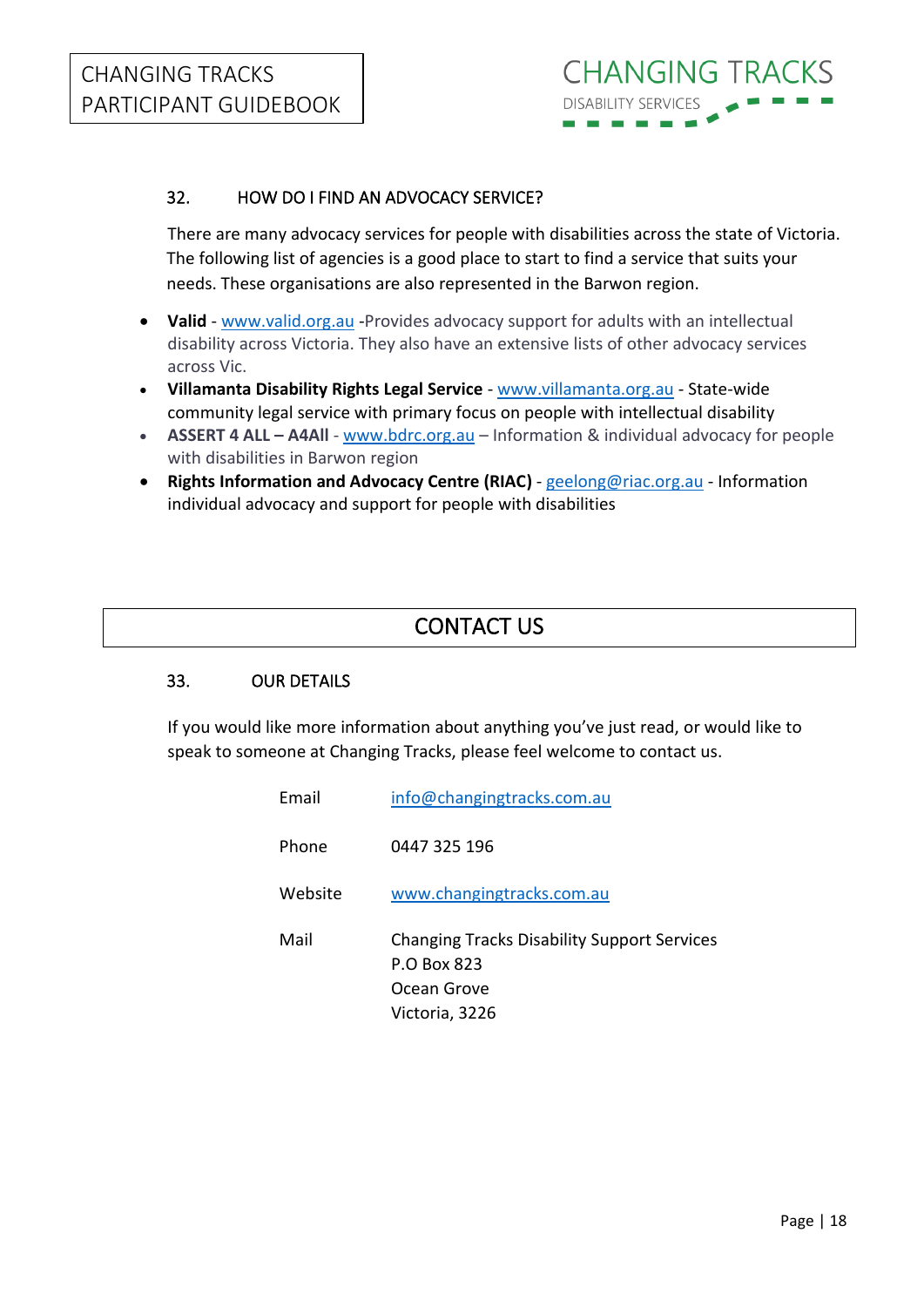### 32. HOW DO I FIND AN ADVOCACY SERVICE?

There are many advocacy services for people with disabilities across the state of Victoria. The following list of agencies is a good place to start to find a service that suits your needs. These organisations are also represented in the Barwon region.

- **Valid** - www.valid.org.au -Provides advocacy support for adults with an intellectual disability across Victoria. They also have an extensive lists of other advocacy services across Vic.
- **Villamanta Disability Rights Legal Service** - www.villamanta.org.au - State-wide community legal service with primary focus on people with intellectual disability
- **ASSERT 4 ALL – A4All** - www.bdrc.org.au – Information & individual advocacy for people with disabilities in Barwon region
- **Rights Information and Advocacy Centre (RIAC)** - geelong@riac.org.au - Information individual advocacy and support for people with disabilities

## CONTACT US

### 33. OUR DETAILS

If you would like more information about anything you've just read, or would like to speak to someone at Changing Tracks, please feel welcome to contact us.

| | |
|---|---|
| Email | info@changingtracks.com.au |
| Phone | 0447 325 196 |
| Website | www.changingtracks.com.au |
| Mail | Changing Tracks Disability Support Services<br>P.O Box 823<br>Ocean Grove<br>Victoria, 3226 |